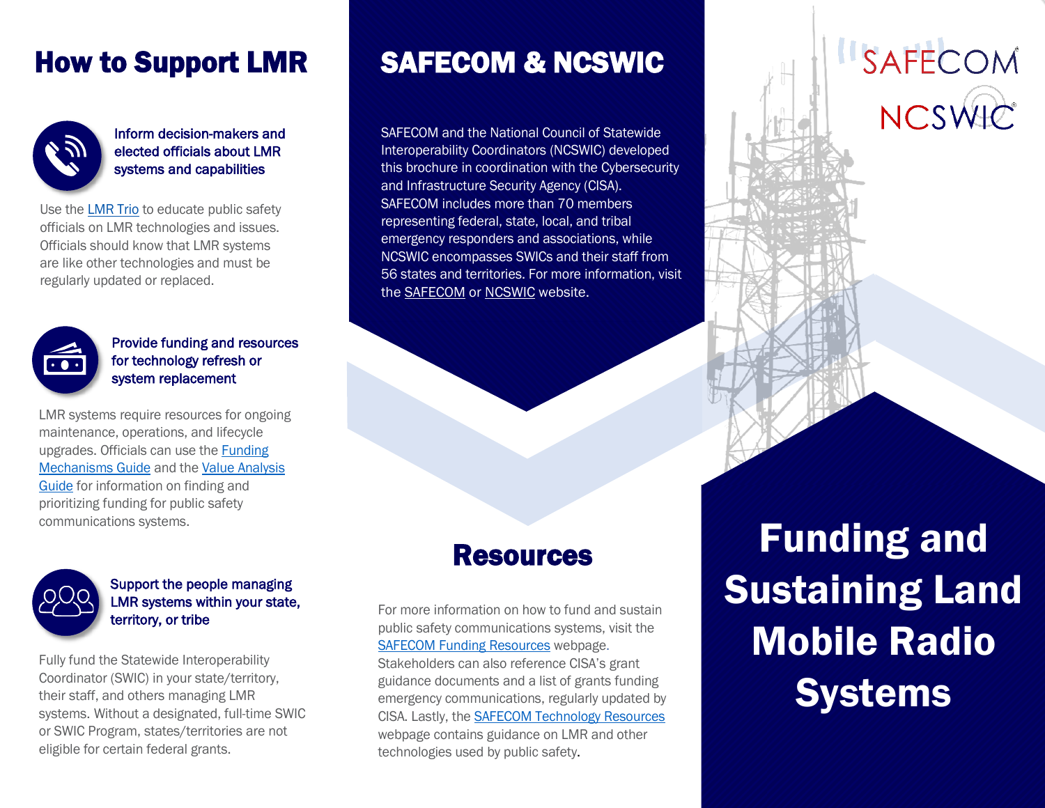# How to Support LMR

### Inform decision-makers and elected officials about LMR systems and capabilities

Use the LMR Trio to educate public safety officials on LMR technologies and issues. Officials should know that LMR systems are like other technologies and must be regularly updated or replaced.

### Provide funding and resources for technology refresh or system replacement

LMR systems require resources for ongoing maintenance, operations, and lifecycle upgrades. Officials can use the Funding Mechanisms Guide and the Value Analysis Guide for information on finding and prioritizing funding for public safety communications systems.

### Support the people managing LMR systems within your state, territory, or tribe

Fully fund the Statewide Interoperability Coordinator (SWIC) in your state/territory, their staff, and others managing LMR systems. Without a designated, full-time SWIC or SWIC Program, states/territories are not eligible for certain federal grants.

# SAFECOM & NCSWIC

SAFECOM and the National Council of Statewide Interoperability Coordinators (NCSWIC) developed this brochure in coordination with the Cybersecurity and Infrastructure Security Agency (CISA). SAFECOM includes more than 70 members representing federal, state, local, and tribal emergency responders and associations, while NCSWIC encompasses SWICs and their staff from 56 states and territories. For more information, visit the SAFECOM or NCSWIC website.

# Resources

For more information on how to fund and sustain public safety communications systems, visit the SAFECOM Funding Resources webpage. Stakeholders can also reference CISA's grant guidance documents and a list of grants funding emergency communications, regularly updated by CISA. Lastly, the SAFECOM Technology Resources webpage contains guidance on LMR and other technologies used by public safety.

SAFECOM

NCSWIC

# Funding and Sustaining Land Mobile Radio Systems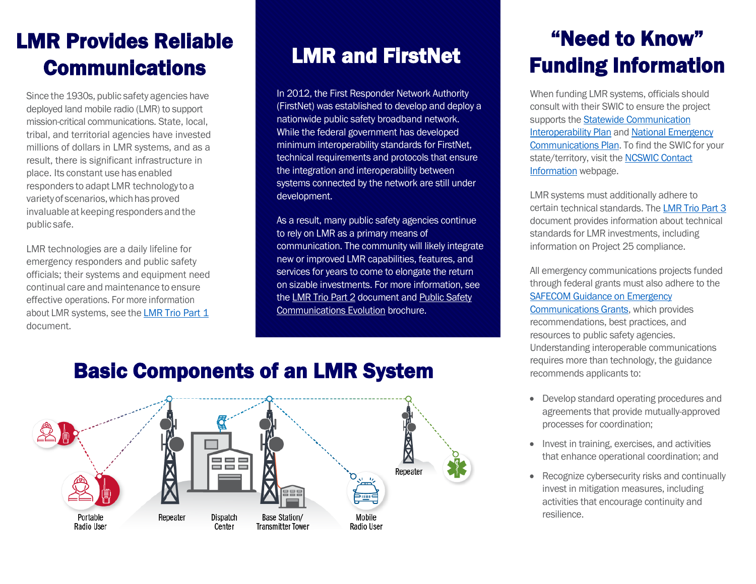# LMR Provides Reliable Communications

Since the 1930s, public safety agencies have deployed land mobile radio (LMR) to support mission-critical communications. State, local, tribal, and territorial agencies have invested millions of dollars in LMR systems, and as a result, there is significant infrastructure in place. Its constant use has enabled responders to adapt LMR technology to a variety of scenarios, which has proved invaluable at keeping responders and the public safe.

LMR technologies are a daily lifeline for emergency responders and public safety officials; their systems and equipment need continual care and maintenance to ensure effective operations. For more information about LMR systems, see the LMR Trio Part 1 document.

# LMR and FirstNet

In 2012, the First Responder Network Authority (FirstNet) was established to develop and deploy a nationwide public safety broadband network. While the federal government has developed minimum interoperability standards for FirstNet, technical requirements and protocols that ensure the integration and interoperability between systems connected by the network are still under development.

As a result, many public safety agencies continue to rely on LMR as a primary means of communication. The community will likely integrate new or improved LMR capabilities, features, and services for years to come to elongate the return on sizable investments. For more information, see the LMR Trio Part 2 document and Public Safety Communications Evolution brochure.

# Basic Components of an LMR System

Portable Radio User

Repeater

Dispatch Center

Base Station/ Transmitter Tower

Mobile Radio User

Repeater

# "Need to Know" Funding Information

When funding LMR systems, officials should consult with their SWIC to ensure the project supports the Statewide Communication Interoperability Plan and National Emergency Communications Plan. To find the SWIC for your state/territory, visit the NCSWIC Contact Information webpage.

LMR systems must additionally adhere to certain technical standards. The LMR Trio Part 3 document provides information about technical standards for LMR investments, including information on Project 25 compliance.

All emergency communications projects funded through federal grants must also adhere to the SAFECOM Guidance on Emergency Communications Grants, which provides recommendations, best practices, and resources to public safety agencies. Understanding interoperable communications requires more than technology, the guidance recommends applicants to:

- Develop standard operating procedures and agreements that provide mutually-approved processes for coordination;
- Invest in training, exercises, and activities that enhance operational coordination; and
- Recognize cybersecurity risks and continually invest in mitigation measures, including activities that encourage continuity and resilience.